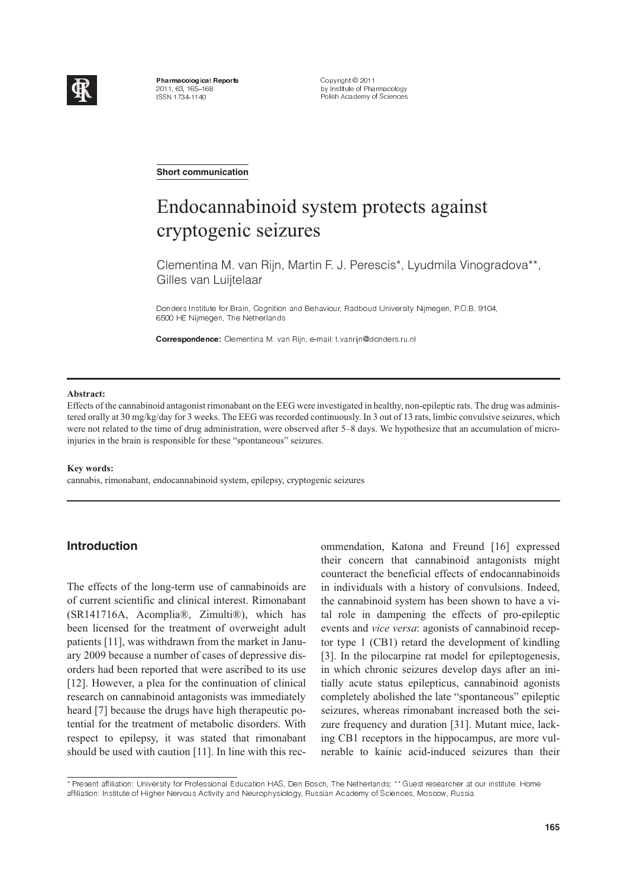**Short communication**

# Endocannabinoid system protects against cryptogenic seizures

Clementina M. van Rijn, Martin F. J. Perescis*, Lyudmila Vinogradova**, Gilles van Luijtelaar

Donders Institute for Brain, Cognition and Behaviour, Radboud University Nijmegen, P.O.B. 9104, 6500 HE Nijmegen, The Netherlands

**Correspondence:** Clementina M. van Rijn, e-mail: t.vanrijn@donders.ru.nl

**Abstract:**

Effects of the cannabinoid antagonist rimonabant on the EEG were investigated in healthy, non-epileptic rats. The drug was administered orally at 30 mg/kg/day for 3 weeks. The EEG was recorded continuously. In 3 out of 13 rats, limbic convulsive seizures, which were not related to the time of drug administration, were observed after 5–8 days. We hypothesize that an accumulation of micro-injuries in the brain is responsible for these "spontaneous" seizures.

**Key words:**

cannabis, rimonabant, endocannabinoid system, epilepsy, cryptogenic seizures

## Introduction

The effects of the long-term use of cannabinoids are of current scientific and clinical interest. Rimonabant (SR141716A, Acomplia®, Zimulti®), which has been licensed for the treatment of overweight adult patients [11], was withdrawn from the market in January 2009 because a number of cases of depressive disorders had been reported that were ascribed to its use [12]. However, a plea for the continuation of clinical research on cannabinoid antagonists was immediately heard [7] because the drugs have high therapeutic potential for the treatment of metabolic disorders. With respect to epilepsy, it was stated that rimonabant should be used with caution [11]. In line with this recommendation, Katona and Freund [16] expressed their concern that cannabinoid antagonists might counteract the beneficial effects of endocannabinoids in individuals with a history of convulsions. Indeed, the cannabinoid system has been shown to have a vital role in dampening the effects of pro-epileptic events and *vice versa*: agonists of cannabinoid receptor type 1 (CB1) retard the development of kindling [3]. In the pilocarpine rat model for epileptogenesis, in which chronic seizures develop days after an initially acute status epilepticus, cannabinoid agonists completely abolished the late "spontaneous" epileptic seizures, whereas rimonabant increased both the seizure frequency and duration [31]. Mutant mice, lacking CB1 receptors in the hippocampus, are more vulnerable to kainic acid-induced seizures than their

* Present affiliation: University for Professional Education HAS, Den Bosch, The Netherlands; ** Guest researcher at our institute. Home affiliation: Institute of Higher Nervous Activity and Neurophysiology, Russian Academy of Sciences, Moscow, Russia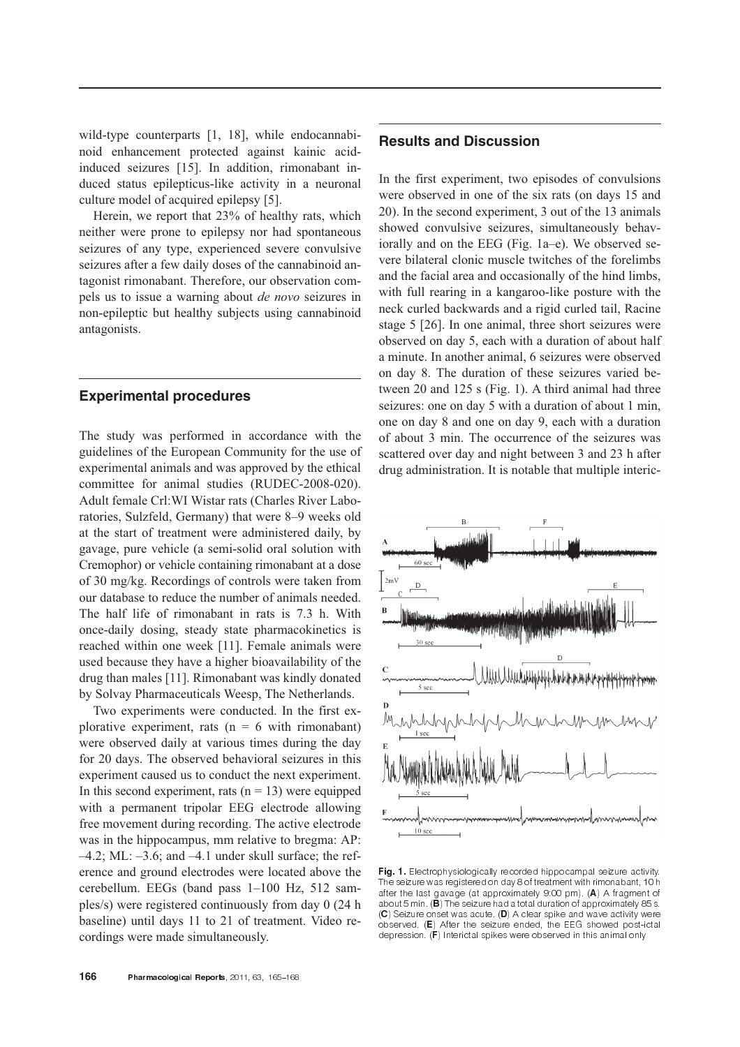wild-type counterparts [1, 18], while endocannabinoid enhancement protected against kainic acid-induced seizures [15]. In addition, rimonabant induced status epilepticus-like activity in a neuronal culture model of acquired epilepsy [5].

Herein, we report that 23% of healthy rats, which neither were prone to epilepsy nor had spontaneous seizures of any type, experienced severe convulsive seizures after a few daily doses of the cannabinoid antagonist rimonabant. Therefore, our observation compels us to issue a warning about *de novo* seizures in non-epileptic but healthy subjects using cannabinoid antagonists.

## Experimental procedures

The study was performed in accordance with the guidelines of the European Community for the use of experimental animals and was approved by the ethical committee for animal studies (RUDEC-2008-020). Adult female Crl:WI Wistar rats (Charles River Laboratories, Sulzfeld, Germany) that were 8–9 weeks old at the start of treatment were administered daily, by gavage, pure vehicle (a semi-solid oral solution with Cremophor) or vehicle containing rimonabant at a dose of 30 mg/kg. Recordings of controls were taken from our database to reduce the number of animals needed. The half life of rimonabant in rats is 7.3 h. With once-daily dosing, steady state pharmacokinetics is reached within one week [11]. Female animals were used because they have a higher bioavailability of the drug than males [11]. Rimonabant was kindly donated by Solvay Pharmaceuticals Weesp, The Netherlands.

Two experiments were conducted. In the first explorative experiment, rats (n = 6 with rimonabant) were observed daily at various times during the day for 20 days. The observed behavioral seizures in this experiment caused us to conduct the next experiment. In this second experiment, rats (n = 13) were equipped with a permanent tripolar EEG electrode allowing free movement during recording. The active electrode was in the hippocampus, mm relative to bregma: AP: –4.2; ML: –3.6; and –4.1 under skull surface; the reference and ground electrodes were located above the cerebellum. EEGs (band pass 1–100 Hz, 512 samples/s) were registered continuously from day 0 (24 h baseline) until days 11 to 21 of treatment. Video recordings were made simultaneously.

## Results and Discussion

In the first experiment, two episodes of convulsions were observed in one of the six rats (on days 15 and 20). In the second experiment, 3 out of the 13 animals showed convulsive seizures, simultaneously behaviorally and on the EEG (Fig. 1a–e). We observed severe bilateral clonic muscle twitches of the forelimbs and the facial area and occasionally of the hind limbs, with full rearing in a kangaroo-like posture with the neck curled backwards and a rigid curled tail, Racine stage 5 [26]. In one animal, three short seizures were observed on day 5, each with a duration of about half a minute. In another animal, 6 seizures were observed on day 8. The duration of these seizures varied between 20 and 125 s (Fig. 1). A third animal had three seizures: one on day 5 with a duration of about 1 min, one on day 8 and one on day 9, each with a duration of about 3 min. The occurrence of the seizures was scattered over day and night between 3 and 23 h after drug administration. It is notable that multiple interic-

**Fig. 1.** Electrophysiologically recorded hippocampal seizure activity. The seizure was registered on day 8 of treatment with rimonabant, 10 h after the last gavage (at approximately 9:00 pm). (**A**) A fragment of about 5 min. (**B**) The seizure had a total duration of approximately 85 s. (**C**) Seizure onset was acute. (**D**) A clear spike and wave activity were observed. (**E**) After the seizure ended, the EEG showed post-ictal depression. (**F**) Interictal spikes were observed in this animal only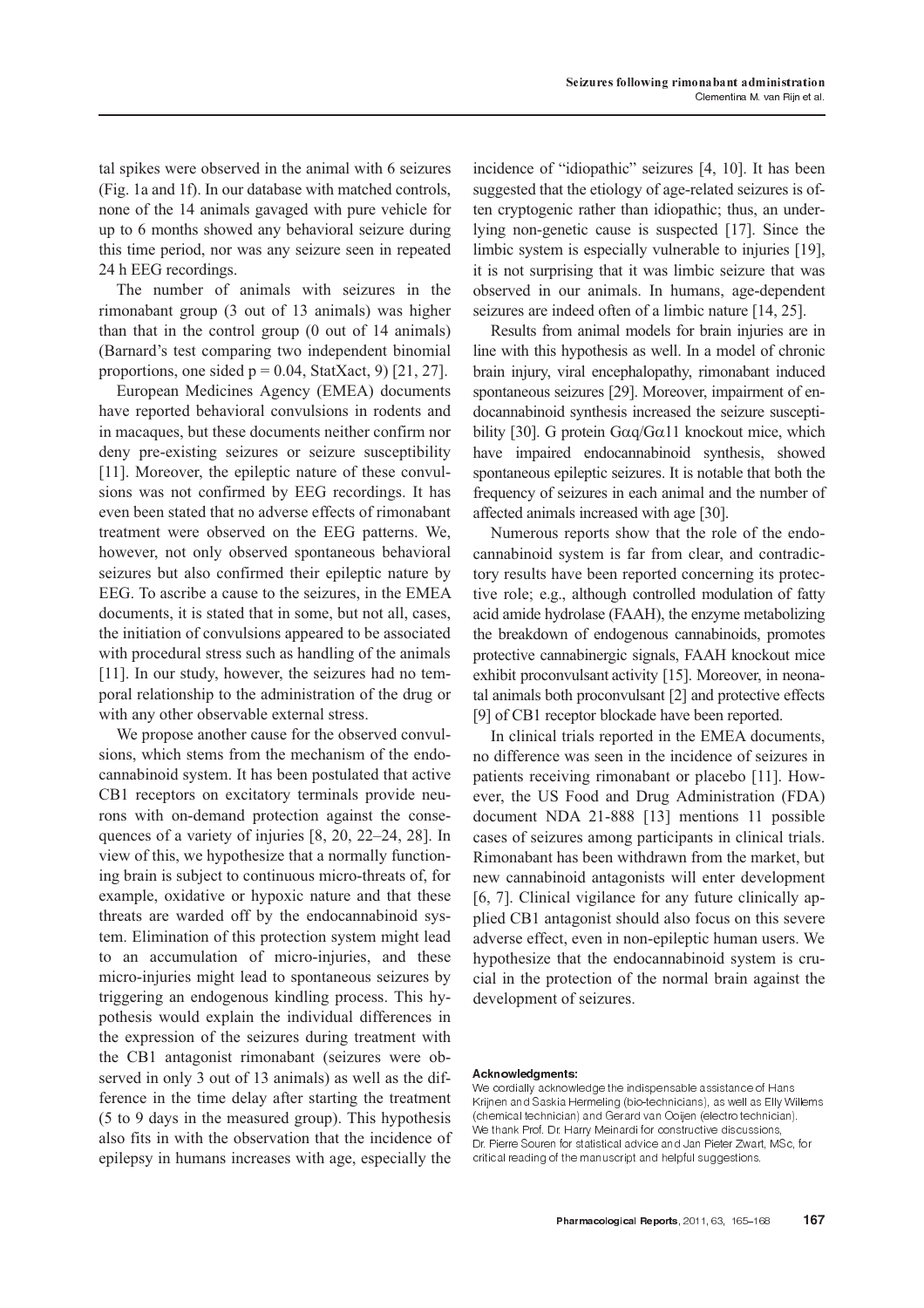tal spikes were observed in the animal with 6 seizures (Fig. 1a and 1f). In our database with matched controls, none of the 14 animals gavaged with pure vehicle for up to 6 months showed any behavioral seizure during this time period, nor was any seizure seen in repeated 24 h EEG recordings.

The number of animals with seizures in the rimonabant group (3 out of 13 animals) was higher than that in the control group (0 out of 14 animals) (Barnard's test comparing two independent binomial proportions, one sided $p = 0.04$, StatXact, 9) [21, 27].

European Medicines Agency (EMEA) documents have reported behavioral convulsions in rodents and in macaques, but these documents neither confirm nor deny pre-existing seizures or seizure susceptibility [11]. Moreover, the epileptic nature of these convulsions was not confirmed by EEG recordings. It has even been stated that no adverse effects of rimonabant treatment were observed on the EEG patterns. We, however, not only observed spontaneous behavioral seizures but also confirmed their epileptic nature by EEG. To ascribe a cause to the seizures, in the EMEA documents, it is stated that in some, but not all, cases, the initiation of convulsions appeared to be associated with procedural stress such as handling of the animals [11]. In our study, however, the seizures had no temporal relationship to the administration of the drug or with any other observable external stress.

We propose another cause for the observed convulsions, which stems from the mechanism of the endocannabinoid system. It has been postulated that active CB1 receptors on excitatory terminals provide neurons with on-demand protection against the consequences of a variety of injuries [8, 20, 22–24, 28]. In view of this, we hypothesize that a normally functioning brain is subject to continuous micro-threats of, for example, oxidative or hypoxic nature and that these threats are warded off by the endocannabinoid system. Elimination of this protection system might lead to an accumulation of micro-injuries, and these micro-injuries might lead to spontaneous seizures by triggering an endogenous kindling process. This hypothesis would explain the individual differences in the expression of the seizures during treatment with the CB1 antagonist rimonabant (seizures were observed in only 3 out of 13 animals) as well as the difference in the time delay after starting the treatment (5 to 9 days in the measured group). This hypothesis also fits in with the observation that the incidence of epilepsy in humans increases with age, especially the incidence of "idiopathic" seizures [4, 10]. It has been suggested that the etiology of age-related seizures is often cryptogenic rather than idiopathic; thus, an underlying non-genetic cause is suspected [17]. Since the limbic system is especially vulnerable to injuries [19], it is not surprising that it was limbic seizure that was observed in our animals. In humans, age-dependent seizures are indeed often of a limbic nature [14, 25].

Results from animal models for brain injuries are in line with this hypothesis as well. In a model of chronic brain injury, viral encephalopathy, rimonabant induced spontaneous seizures [29]. Moreover, impairment of endocannabinoid synthesis increased the seizure susceptibility [30]. G protein Gαq/Gα11 knockout mice, which have impaired endocannabinoid synthesis, showed spontaneous epileptic seizures. It is notable that both the frequency of seizures in each animal and the number of affected animals increased with age [30].

Numerous reports show that the role of the endocannabinoid system is far from clear, and contradictory results have been reported concerning its protective role; e.g., although controlled modulation of fatty acid amide hydrolase (FAAH), the enzyme metabolizing the breakdown of endogenous cannabinoids, promotes protective cannabinergic signals, FAAH knockout mice exhibit proconvulsant activity [15]. Moreover, in neonatal animals both proconvulsant [2] and protective effects [9] of CB1 receptor blockade have been reported.

In clinical trials reported in the EMEA documents, no difference was seen in the incidence of seizures in patients receiving rimonabant or placebo [11]. However, the US Food and Drug Administration (FDA) document NDA 21-888 [13] mentions 11 possible cases of seizures among participants in clinical trials. Rimonabant has been withdrawn from the market, but new cannabinoid antagonists will enter development [6, 7]. Clinical vigilance for any future clinically applied CB1 antagonist should also focus on this severe adverse effect, even in non-epileptic human users. We hypothesize that the endocannabinoid system is crucial in the protection of the normal brain against the development of seizures.

**Acknowledgments:**

We cordially acknowledge the indispensable assistance of Hans Krijnen and Saskia Hermeling (bio-technicians), as well as Elly Willems (chemical technician) and Gerard van Ooijen (electro technician). We thank Prof. Dr. Harry Meinardi for constructive discussions, Dr. Pierre Souren for statistical advice and Jan Pieter Zwart, MSc, for critical reading of the manuscript and helpful suggestions.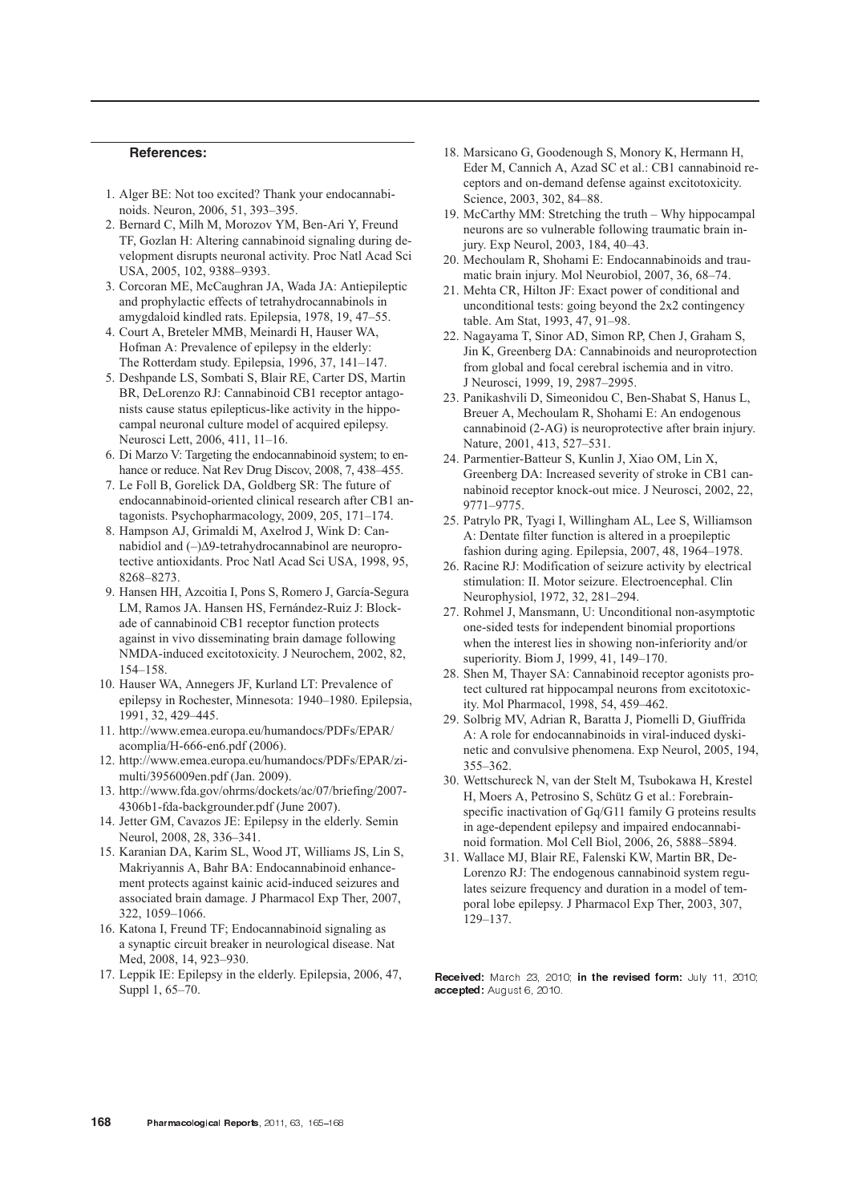## References:

1. Alger BE: Not too excited? Thank your endocannabinoids. Neuron, 2006, 51, 393–395.
2. Bernard C, Milh M, Morozov YM, Ben-Ari Y, Freund TF, Gozlan H: Altering cannabinoid signaling during development disrupts neuronal activity. Proc Natl Acad Sci USA, 2005, 102, 9388–9393.
3. Corcoran ME, McCaughran JA, Wada JA: Antiepileptic and prophylactic effects of tetrahydrocannabinols in amygdaloid kindled rats. Epilepsia, 1978, 19, 47–55.
4. Court A, Breteler MMB, Meinardi H, Hauser WA, Hofman A: Prevalence of epilepsy in the elderly: The Rotterdam study. Epilepsia, 1996, 37, 141–147.
5. Deshpande LS, Sombati S, Blair RE, Carter DS, Martin BR, DeLorenzo RJ: Cannabinoid CB1 receptor antagonists cause status epilepticus-like activity in the hippocampal neuronal culture model of acquired epilepsy. Neurosci Lett, 2006, 411, 11–16.
6. Di Marzo V: Targeting the endocannabinoid system; to enhance or reduce. Nat Rev Drug Discov, 2008, 7, 438–455.
7. Le Foll B, Gorelick DA, Goldberg SR: The future of endocannabinoid-oriented clinical research after CB1 antagonists. Psychopharmacology, 2009, 205, 171–174.
8. Hampson AJ, Grimaldi M, Axelrod J, Wink D: Cannabidiol and (–)Δ9-tetrahydrocannabinol are neuroprotective antioxidants. Proc Natl Acad Sci USA, 1998, 95, 8268–8273.
9. Hansen HH, Azcoitia I, Pons S, Romero J, García-Segura LM, Ramos JA. Hansen HS, Fernández-Ruiz J: Blockade of cannabinoid CB1 receptor function protects against in vivo disseminating brain damage following NMDA-induced excitotoxicity. J Neurochem, 2002, 82, 154–158.
10. Hauser WA, Annegers JF, Kurland LT: Prevalence of epilepsy in Rochester, Minnesota: 1940–1980. Epilepsia, 1991, 32, 429–445.
11. http://www.emea.europa.eu/humandocs/PDFs/EPAR/acomplia/H-666-en6.pdf (2006).
12. http://www.emea.europa.eu/humandocs/PDFs/EPAR/zimulti/3956009en.pdf (Jan. 2009).
13. http://www.fda.gov/ohrms/dockets/ac/07/briefing/2007-4306b1-fda-backgrounder.pdf (June 2007).
14. Jetter GM, Cavazos JE: Epilepsy in the elderly. Semin Neurol, 2008, 28, 336–341.
15. Karanian DA, Karim SL, Wood JT, Williams JS, Lin S, Makriyannis A, Bahr BA: Endocannabinoid enhancement protects against kainic acid-induced seizures and associated brain damage. J Pharmacol Exp Ther, 2007, 322, 1059–1066.
16. Katona I, Freund TF; Endocannabinoid signaling as a synaptic circuit breaker in neurological disease. Nat Med, 2008, 14, 923–930.
17. Leppik IE: Epilepsy in the elderly. Epilepsia, 2006, 47, Suppl 1, 65–70.
18. Marsicano G, Goodenough S, Monory K, Hermann H, Eder M, Cannich A, Azad SC et al.: CB1 cannabinoid receptors and on-demand defense against excitotoxicity. Science, 2003, 302, 84–88.
19. McCarthy MM: Stretching the truth – Why hippocampal neurons are so vulnerable following traumatic brain injury. Exp Neurol, 2003, 184, 40–43.
20. Mechoulam R, Shohami E: Endocannabinoids and traumatic brain injury. Mol Neurobiol, 2007, 36, 68–74.
21. Mehta CR, Hilton JF: Exact power of conditional and unconditional tests: going beyond the 2x2 contingency table. Am Stat, 1993, 47, 91–98.
22. Nagayama T, Sinor AD, Simon RP, Chen J, Graham S, Jin K, Greenberg DA: Cannabinoids and neuroprotection from global and focal cerebral ischemia and in vitro. J Neurosci, 1999, 19, 2987–2995.
23. Panikashvili D, Simeonidou C, Ben-Shabat S, Hanus L, Breuer A, Mechoulam R, Shohami E: An endogenous cannabinoid (2-AG) is neuroprotective after brain injury. Nature, 2001, 413, 527–531.
24. Parmentier-Batteur S, Kunlin J, Xiao OM, Lin X, Greenberg DA: Increased severity of stroke in CB1 cannabinoid receptor knock-out mice. J Neurosci, 2002, 22, 9771–9775.
25. Patrylo PR, Tyagi I, Willingham AL, Lee S, Williamson A: Dentate filter function is altered in a proepileptic fashion during aging. Epilepsia, 2007, 48, 1964–1978.
26. Racine RJ: Modification of seizure activity by electrical stimulation: II. Motor seizure. Electroencephal. Clin Neurophysiol, 1972, 32, 281–294.
27. Rohmel J, Mansmann, U: Unconditional non-asymptotic one-sided tests for independent binomial proportions when the interest lies in showing non-inferiority and/or superiority. Biom J, 1999, 41, 149–170.
28. Shen M, Thayer SA: Cannabinoid receptor agonists protect cultured rat hippocampal neurons from excitotoxicity. Mol Pharmacol, 1998, 54, 459–462.
29. Solbrig MV, Adrian R, Baratta J, Piomelli D, Giuffrida A: A role for endocannabinoids in viral-induced dyskinetic and convulsive phenomena. Exp Neurol, 2005, 194, 355–362.
30. Wettschureck N, van der Stelt M, Tsubokawa H, Krestel H, Moers A, Petrosino S, Schütz G et al.: Forebrain-specific inactivation of Gq/G11 family G proteins results in age-dependent epilepsy and impaired endocannabinoid formation. Mol Cell Biol, 2006, 26, 5888–5894.
31. Wallace MJ, Blair RE, Falenski KW, Martin BR, DeLorenzo RJ: The endogenous cannabinoid system regulates seizure frequency and duration in a model of temporal lobe epilepsy. J Pharmacol Exp Ther, 2003, 307, 129–137.

**Received:** March 23, 2010; **in the revised form:** July 11, 2010; **accepted:** August 6, 2010.